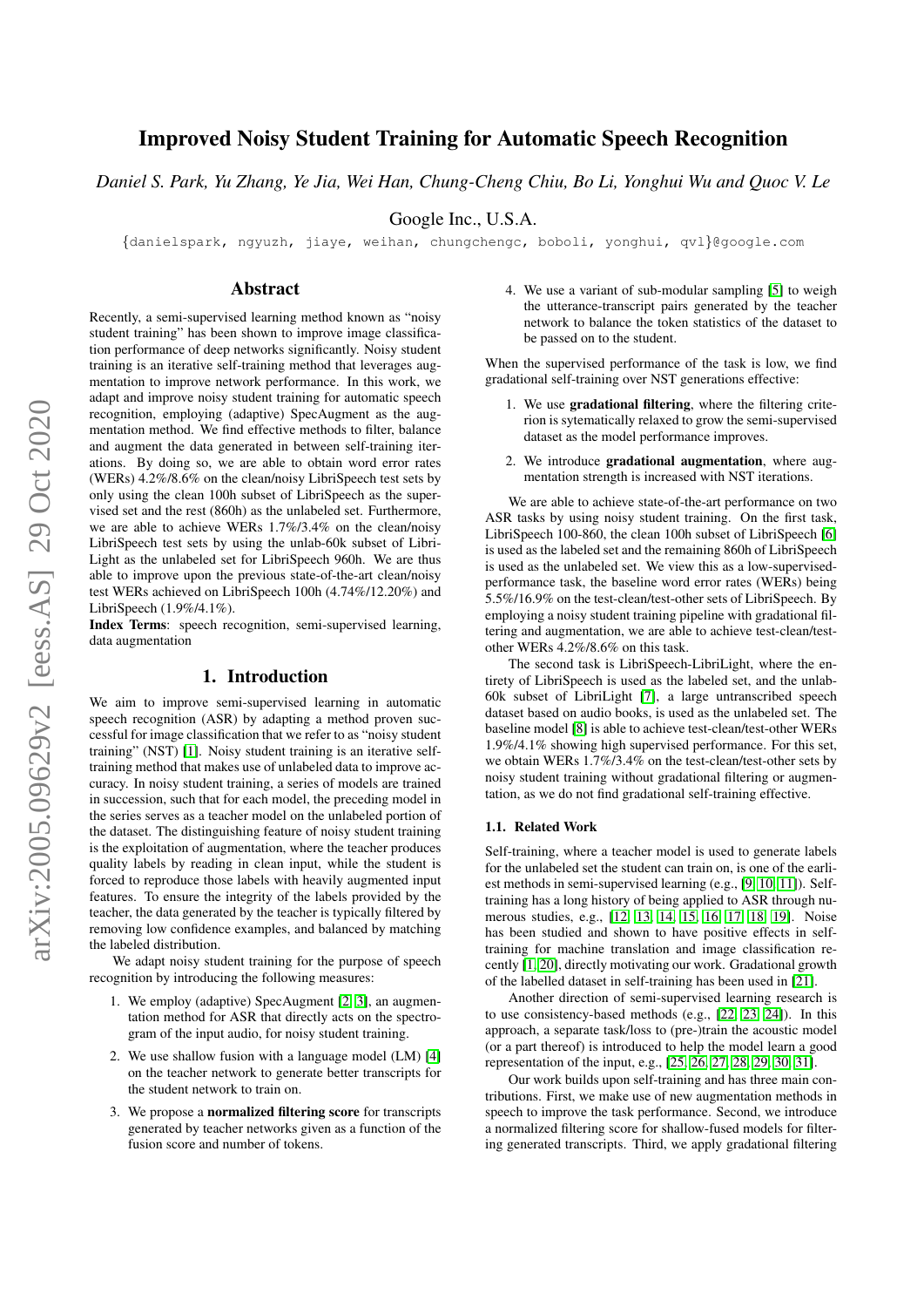# Improved Noisy Student Training for Automatic Speech Recognition

*Daniel S. Park, Yu Zhang, Ye Jia, Wei Han, Chung-Cheng Chiu, Bo Li, Yonghui Wu and Quoc V. Le*

Google Inc., U.S.A.

{danielspark, ngyuzh, jiaye, weihan, chungchengc, boboli, yonghui, qvl}@google.com

## Abstract

Recently, a semi-supervised learning method known as "noisy student training" has been shown to improve image classification performance of deep networks significantly. Noisy student training is an iterative self-training method that leverages augmentation to improve network performance. In this work, we adapt and improve noisy student training for automatic speech recognition, employing (adaptive) SpecAugment as the augmentation method. We find effective methods to filter, balance and augment the data generated in between self-training iterations. By doing so, we are able to obtain word error rates (WERs) 4.2%/8.6% on the clean/noisy LibriSpeech test sets by only using the clean 100h subset of LibriSpeech as the supervised set and the rest (860h) as the unlabeled set. Furthermore, we are able to achieve WERs 1.7%/3.4% on the clean/noisy LibriSpeech test sets by using the unlab-60k subset of LibriLight as the unlabeled set for LibriSpeech 960h. We are thus able to improve upon the previous state-of-the-art clean/noisy test WERs achieved on LibriSpeech 100h (4.74%/12.20%) and LibriSpeech (1.9%/4.1%).

**Index Terms**: speech recognition, semi-supervised learning, data augmentation

## 1. Introduction

We aim to improve semi-supervised learning in automatic speech recognition (ASR) by adapting a method proven successful for image classification that we refer to as "noisy student training" (NST) [1]. Noisy student training is an iterative self-training method that makes use of unlabeled data to improve accuracy. In noisy student training, a series of models are trained in succession, such that for each model, the preceding model in the series serves as a teacher model on the unlabeled portion of the dataset. The distinguishing feature of noisy student training is the exploitation of augmentation, where the teacher produces quality labels by reading in clean input, while the student is forced to reproduce those labels with heavily augmented input features. To ensure the integrity of the labels provided by the teacher, the data generated by the teacher is typically filtered by removing low confidence examples, and balanced by matching the labeled distribution.

We adapt noisy student training for the purpose of speech recognition by introducing the following measures:

1. We employ (adaptive) SpecAugment [2, 3], an augmentation method for ASR that directly acts on the spectrogram of the input audio, for noisy student training.
2. We use shallow fusion with a language model (LM) [4] on the teacher network to generate better transcripts for the student network to train on.
3. We propose a **normalized filtering score** for transcripts generated by teacher networks given as a function of the fusion score and number of tokens.
4. We use a variant of sub-modular sampling [5] to weigh the utterance-transcript pairs generated by the teacher network to balance the token statistics of the dataset to be passed on to the student.

When the supervised performance of the task is low, we find gradational self-training over NST generations effective:

1. We use **gradational filtering**, where the filtering criterion is sytematically relaxed to grow the semi-supervised dataset as the model performance improves.
2. We introduce **gradational augmentation**, where augmentation strength is increased with NST iterations.

We are able to achieve state-of-the-art performance on two ASR tasks by using noisy student training. On the first task, LibriSpeech 100-860, the clean 100h subset of LibriSpeech [6] is used as the labeled set and the remaining 860h of LibriSpeech is used as the unlabeled set. We view this as a low-supervised-performance task, the baseline word error rates (WERs) being 5.5%/16.9% on the test-clean/test-other sets of LibriSpeech. By employing a noisy student training pipeline with gradational filtering and augmentation, we are able to achieve test-clean/test-other WERs 4.2%/8.6% on this task.

The second task is LibriSpeech-LibriLight, where the entirety of LibriSpeech is used as the labeled set, and the unlab-60k subset of LibriLight [7], a large untranscribed speech dataset based on audio books, is used as the unlabeled set. The baseline model [8] is able to achieve test-clean/test-other WERs 1.9%/4.1% showing high supervised performance. For this set, we obtain WERs 1.7%/3.4% on the test-clean/test-other sets by noisy student training without gradational filtering or augmentation, as we do not find gradational self-training effective.

### 1.1. Related Work

Self-training, where a teacher model is used to generate labels for the unlabeled set the student can train on, is one of the earliest methods in semi-supervised learning (e.g., [9, 10, 11]). Self-training has a long history of being applied to ASR through numerous studies, e.g., [12, 13, 14, 15, 16, 17, 18, 19]. Noise has been studied and shown to have positive effects in self-training for machine translation and image classification recently [1, 20], directly motivating our work. Gradational growth of the labelled dataset in self-training has been used in [21].

Another direction of semi-supervised learning research is to use consistency-based methods (e.g., [22, 23, 24]). In this approach, a separate task/loss to (pre-)train the acoustic model (or a part thereof) is introduced to help the model learn a good representation of the input, e.g., [25, 26, 27, 28, 29, 30, 31].

Our work builds upon self-training and has three main contributions. First, we make use of new augmentation methods in speech to improve the task performance. Second, we introduce a normalized filtering score for shallow-fused models for filtering generated transcripts. Third, we apply gradational filtering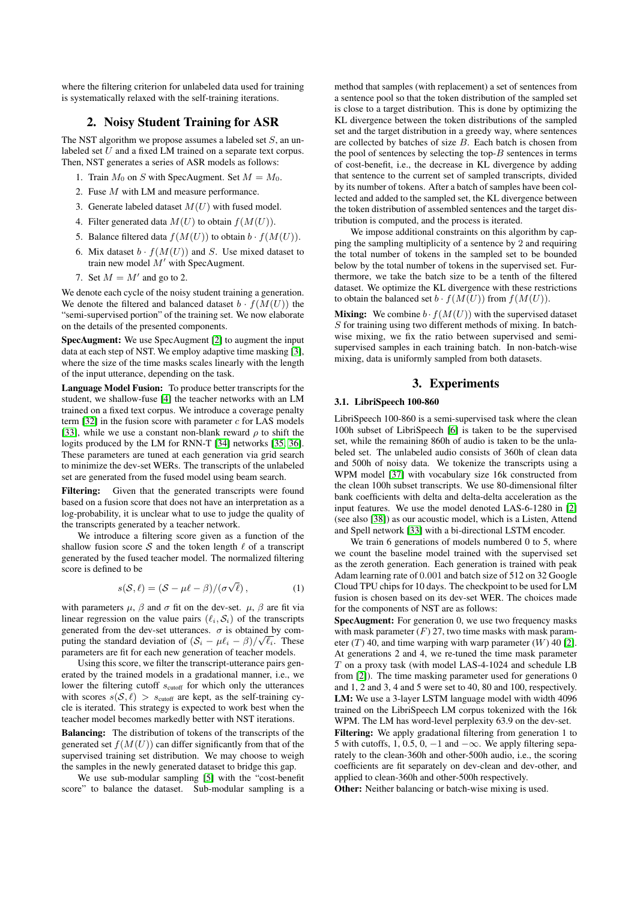where the filtering criterion for unlabeled data used for training is systematically relaxed with the self-training iterations.

## 2. Noisy Student Training for ASR

The NST algorithm we propose assumes a labeled set $S$, an unlabeled set $U$ and a fixed LM trained on a separate text corpus. Then, NST generates a series of ASR models as follows:

1. Train $M_0$ on $S$ with SpecAugment. Set $M = M_0$.
2. Fuse $M$ with LM and measure performance.
3. Generate labeled dataset $M(U)$ with fused model.
4. Filter generated data $M(U)$ to obtain $f(M(U))$.
5. Balance filtered data $f(M(U))$ to obtain $b \cdot f(M(U))$.
6. Mix dataset $b \cdot f(M(U))$ and $S$. Use mixed dataset to train new model $M'$ with SpecAugment.
7. Set $M = M'$ and go to 2.

We denote each cycle of the noisy student training a generation. We denote the filtered and balanced dataset $b \cdot f(M(U))$ the "semi-supervised portion" of the training set. We now elaborate on the details of the presented components.

**SpecAugment:** We use SpecAugment [2] to augment the input data at each step of NST. We employ adaptive time masking [3], where the size of the time masks scales linearly with the length of the input utterance, depending on the task.

**Language Model Fusion:** To produce better transcripts for the student, we shallow-fuse [4] the teacher networks with an LM trained on a fixed text corpus. We introduce a coverage penalty term [32] in the fusion score with parameter $c$ for LAS models [33], while we use a constant non-blank reward $\rho$ to shift the logits produced by the LM for RNN-T [34] networks [35, 36]. These parameters are tuned at each generation via grid search to minimize the dev-set WERs. The transcripts of the unlabeled set are generated from the fused model using beam search.

**Filtering:** Given that the generated transcripts were found based on a fusion score that does not have an interpretation as a log-probability, it is unclear what to use to judge the quality of the transcripts generated by a teacher network.

We introduce a filtering score given as a function of the shallow fusion score $\mathcal{S}$ and the token length $\ell$ of a transcript generated by the fused teacher model. The normalized filtering score is defined to be

$$s(\mathcal{S}, \ell) = (\mathcal{S} - \mu\ell - \beta)/(\sigma\sqrt{\ell}), \tag{1}$$

with parameters $\mu$, $\beta$ and $\sigma$ fit on the dev-set. $\mu$, $\beta$ are fit via linear regression on the value pairs $(\ell_i, \mathcal{S}_i)$ of the transcripts generated from the dev-set utterances. $\sigma$ is obtained by computing the standard deviation of $(\mathcal{S}_i - \mu\ell_i - \beta)/\sqrt{\ell_i}$. These parameters are fit for each new generation of teacher models.

Using this score, we filter the transcript-utterance pairs generated by the trained models in a gradational manner, i.e., we lower the filtering cutoff $s_{\text{cutoff}}$ for which only the utterances with scores $s(\mathcal{S}, \ell) > s_{\text{cutoff}}$ are kept, as the self-training cycle is iterated. This strategy is expected to work best when the teacher model becomes markedly better with NST iterations.

**Balancing:** The distribution of tokens of the transcripts of the generated set $f(M(U))$ can differ significantly from that of the supervised training set distribution. We may choose to weigh the samples in the newly generated dataset to bridge this gap.

We use sub-modular sampling [5] with the "cost-benefit score" to balance the dataset. Sub-modular sampling is a method that samples (with replacement) a set of sentences from a sentence pool so that the token distribution of the sampled set is close to a target distribution. This is done by optimizing the KL divergence between the token distributions of the sampled set and the target distribution in a greedy way, where sentences are collected by batches of size $B$. Each batch is chosen from the pool of sentences by selecting the top-$B$ sentences in terms of cost-benefit, i.e., the decrease in KL divergence by adding that sentence to the current set of sampled transcripts, divided by its number of tokens. After a batch of samples have been collected and added to the sampled set, the KL divergence between the token distribution of assembled sentences and the target distribution is computed, and the process is iterated.

We impose additional constraints on this algorithm by capping the sampling multiplicity of a sentence by 2 and requiring the total number of tokens in the sampled set to be bounded below by the total number of tokens in the supervised set. Furthermore, we take the batch size to be a tenth of the filtered dataset. We optimize the KL divergence with these restrictions to obtain the balanced set $b \cdot f(M(U))$ from $f(M(U))$.

**Mixing:** We combine $b \cdot f(M(U))$ with the supervised dataset $S$ for training using two different methods of mixing. In batch-wise mixing, we fix the ratio between supervised and semi-supervised samples in each training batch. In non-batch-wise mixing, data is uniformly sampled from both datasets.

## 3. Experiments

### 3.1. LibriSpeech 100-860

LibriSpeech 100-860 is a semi-supervised task where the clean 100h subset of LibriSpeech [6] is taken to be the supervised set, while the remaining 860h of audio is taken to be the unlabeled set. The unlabeled audio consists of 360h of clean data and 500h of noisy data. We tokenize the transcripts using a WPM model [37] with vocabulary size 16k constructed from the clean 100h subset transcripts. We use 80-dimensional filter bank coefficients with delta and delta-delta acceleration as the input features. We use the model denoted LAS-6-1280 in [2] (see also [38]) as our acoustic model, which is a Listen, Attend and Spell network [33] with a bi-directional LSTM encoder.

We train 6 generations of models numbered 0 to 5, where we count the baseline model trained with the supervised set as the zeroth generation. Each generation is trained with peak Adam learning rate of 0.001 and batch size of 512 on 32 Google Cloud TPU chips for 10 days. The checkpoint to be used for LM fusion is chosen based on its dev-set WER. The choices made for the components of NST are as follows:

**SpecAugment:** For generation 0, we use two frequency masks with mask parameter ($F$) 27, two time masks with mask parameter ($T$) 40, and time warping with warp parameter ($W$) 40 [2]. At generations 2 and 4, we re-tuned the time mask parameter $T$ on a proxy task (with model LAS-4-1024 and schedule LB from [2]). The time masking parameter used for generations 0 and 1, 2 and 3, 4 and 5 were set to 40, 80 and 100, respectively.

**LM:** We use a 3-layer LSTM language model with width 4096 trained on the LibriSpeech LM corpus tokenized with the 16k WPM. The LM has word-level perplexity 63.9 on the dev-set.

**Filtering:** We apply gradational filtering from generation 1 to 5 with cutoffs, 1, 0.5, 0, $-1$ and $-\infty$. We apply filtering separately to the clean-360h and other-500h audio, i.e., the scoring coefficients are fit separately on dev-clean and dev-other, and applied to clean-360h and other-500h respectively.

**Other:** Neither balancing or batch-wise mixing is used.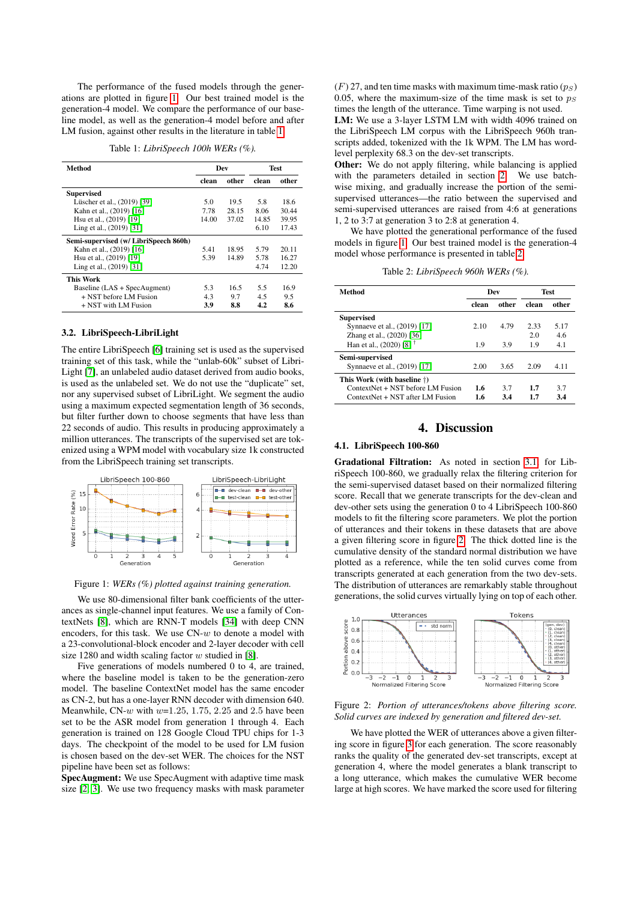The performance of the fused models through the generations are plotted in figure 1. Our best trained model is the generation-4 model. We compare the performance of our baseline model, as well as the generation-4 model before and after LM fusion, against other results in the literature in table 1.

Table 1: *LibriSpeech 100h WERs (%).*

| Method | Dev | | Test | |
|---|---|---|---|---|
| | clean | other | clean | other |
| **Supervised** | | | | |
| Lüscher et al., (2019) [39] | 5.0 | 19.5 | 5.8 | 18.6 |
| Kahn et al., (2019) [16] | 7.78 | 28.15 | 8.06 | 30.44 |
| Hsu et al., (2019) [19] | 14.00 | 37.02 | 14.85 | 39.95 |
| Ling et al., (2019) [31] | | | 6.10 | 17.43 |
| **Semi-supervised (w/ LibriSpeech 860h)** | | | | |
| Kahn et al., (2019) [16] | 5.41 | 18.95 | 5.79 | 20.11 |
| Hsu et al., (2019) [19] | 5.39 | 14.89 | 5.78 | 16.27 |
| Ling et al., (2019) [31] | | | 4.74 | 12.20 |
| **This Work** | | | | |
| Baseline (LAS + SpecAugment) | 5.3 | 16.5 | 5.5 | 16.9 |
| + NST before LM Fusion | 4.3 | 9.7 | 4.5 | 9.5 |
| + NST with LM Fusion | **3.9** | **8.8** | **4.2** | **8.6** |

### 3.2. LibriSpeech-LibriLight

The entire LibriSpeech [6] training set is used as the supervised training set of this task, while the "unlab-60k" subset of LibriLight [7], an unlabeled audio dataset derived from audio books, is used as the unlabeled set. We do not use the "duplicate" set, nor any supervised subset of LibriLight. We segment the audio using a maximum expected segmentation length of 36 seconds, but filter further down to choose segments that have less than 22 seconds of audio. This results in producing approximately a million utterances. The transcripts of the supervised set are tokenized using a WPM model with vocabulary size 1k constructed from the LibriSpeech training set transcripts.

Figure 1: *WERs (%) plotted against training generation.*

We use 80-dimensional filter bank coefficients of the utterances as single-channel input features. We use a family of ContextNets [8], which are RNN-T models [34] with deep CNN encoders, for this task. We use CN-$w$ to denote a model with a 23-convolutional-block encoder and 2-layer decoder with cell size 1280 and width scaling factor $w$ studied in [8].

Five generations of models numbered 0 to 4, are trained, where the baseline model is taken to be the generation-zero model. The baseline ContextNet model has the same encoder as CN-2, but has a one-layer RNN decoder with dimension 640. Meanwhile, CN-$w$ with $w$=1.25, 1.75, 2.25 and 2.5 have been set to be the ASR model from generation 1 through 4. Each generation is trained on 128 Google Cloud TPU chips for 1-3 days. The checkpoint of the model to be used for LM fusion is chosen based on the dev-set WER. The choices for the NST pipeline have been set as follows:

**SpecAugment:** We use SpecAugment with adaptive time mask size [2, 3]. We use two frequency masks with mask parameter ($F$) 27, and ten time masks with maximum time-mask ratio ($p_S$) 0.05, where the maximum-size of the time mask is set to $p_S$ times the length of the utterance. Time warping is not used.

**LM:** We use a 3-layer LSTM LM with width 4096 trained on the LibriSpeech LM corpus with the LibriSpeech 960h transcripts added, tokenized with the 1k WPM. The LM has word-level perplexity 68.3 on the dev-set transcripts.

**Other:** We do not apply filtering, while balancing is applied with the parameters detailed in section 2. We use batch-wise mixing, and gradually increase the portion of the semi-supervised utterances—the ratio between the supervised and semi-supervised utterances are raised from 4:6 at generations 1, 2 to 3:7 at generation 3 to 2:8 at generation 4.

We have plotted the generational performance of the fused models in figure 1. Our best trained model is the generation-4 model whose performance is presented in table 2.

Table 2: *LibriSpeech 960h WERs (%).*

| Method | Dev | | Test | |
|---|---|---|---|---|
| | clean | other | clean | other |
| **Supervised** | | | | |
| Synnaeve et al., (2019) [17] | 2.10 | 4.79 | 2.33 | 5.17 |
| Zhang et al., (2020) [36] | | | 2.0 | 4.6 |
| Han et al., (2020) [8] † | 1.9 | 3.9 | 1.9 | 4.1 |
| **Semi-supervised** | | | | |
| Synnaeve et al., (2019) [17] | 2.00 | 3.65 | 2.09 | 4.11 |
| **This Work (with baseline †)** | | | | |
| ContextNet + NST before LM Fusion | **1.6** | 3.7 | **1.7** | 3.7 |
| ContextNet + NST after LM Fusion | **1.6** | **3.4** | **1.7** | **3.4** |

# 4. Discussion

### 4.1. LibriSpeech 100-860

**Gradational Filtration:** As noted in section 3.1, for LibriSpeech 100-860, we gradually relax the filtering criterion for the semi-supervised dataset based on their normalized filtering score. Recall that we generate transcripts for the dev-clean and dev-other sets using the generation 0 to 4 LibriSpeech 100-860 models to fit the filtering score parameters. We plot the portion of utterances and their tokens in these datasets that are above a given filtering score in figure 2. The thick dotted line is the cumulative density of the standard normal distribution we have plotted as a reference, while the ten solid curves come from transcripts generated at each generation from the two dev-sets. The distribution of utterances are remarkably stable throughout generations, the solid curves virtually lying on top of each other.

Figure 2: *Portion of utterances/tokens above filtering score. Solid curves are indexed by generation and filtered dev-set.*

We have plotted the WER of utterances above a given filtering score in figure 3 for each generation. The score reasonably ranks the quality of the generated dev-set transcripts, except at generation 4, where the model generates a blank transcript to a long utterance, which makes the cumulative WER become large at high scores. We have marked the score used for filtering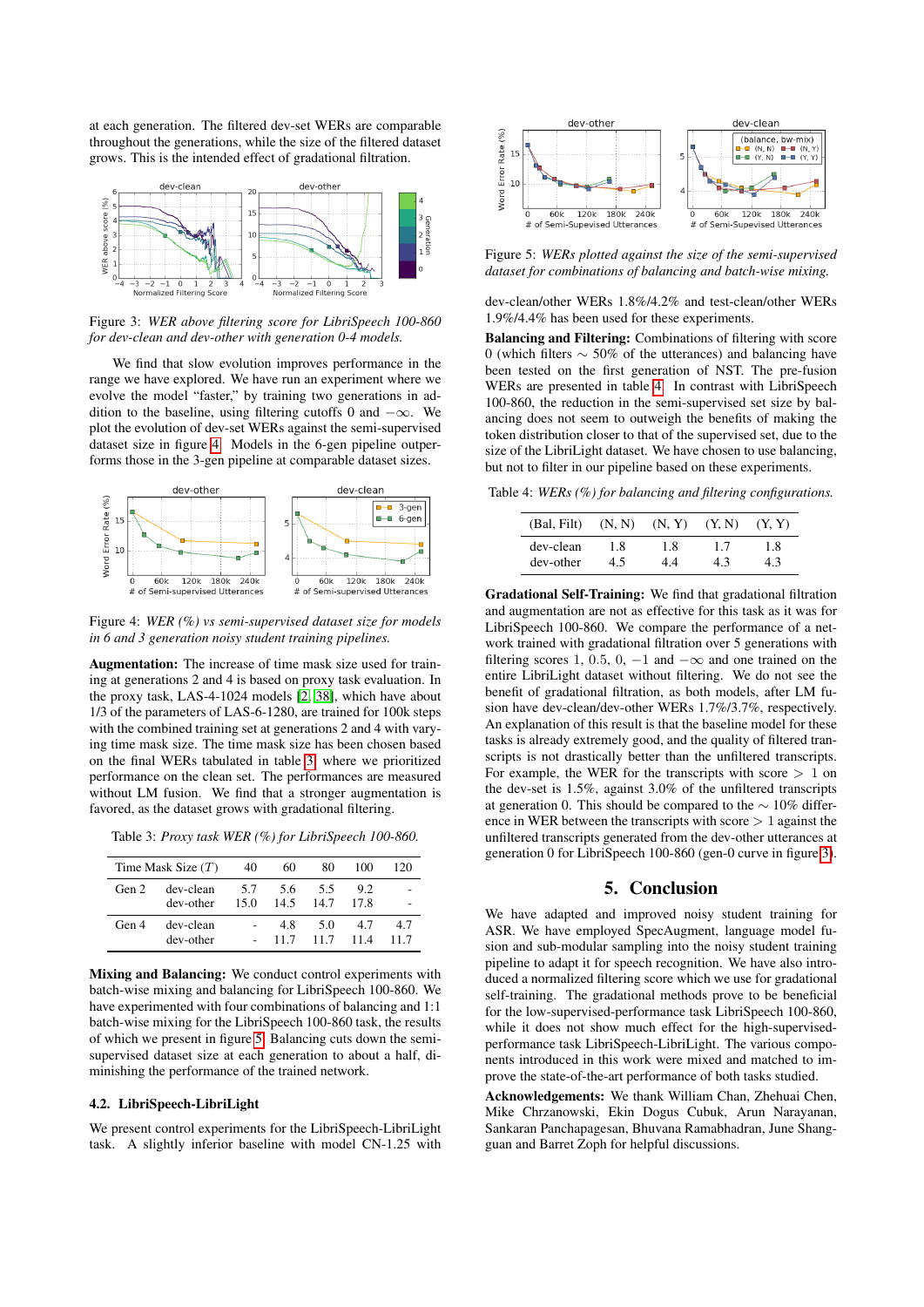at each generation. The filtered dev-set WERs are comparable throughout the generations, while the size of the filtered dataset grows. This is the intended effect of gradational filtration.

Figure 3: *WER above filtering score for LibriSpeech 100-860 for dev-clean and dev-other with generation 0-4 models.*

We find that slow evolution improves performance in the range we have explored. We have run an experiment where we evolve the model "faster," by training two generations in addition to the baseline, using filtering cutoffs 0 and $-\infty$. We plot the evolution of dev-set WERs against the semi-supervised dataset size in figure 4. Models in the 6-gen pipeline outperforms those in the 3-gen pipeline at comparable dataset sizes.

Figure 4: *WER (%) vs semi-supervised dataset size for models in 6 and 3 generation noisy student training pipelines.*

**Augmentation:** The increase of time mask size used for training at generations 2 and 4 is based on proxy task evaluation. In the proxy task, LAS-4-1024 models [2, 38], which have about 1/3 of the parameters of LAS-6-1280, are trained for 100k steps with the combined training set at generations 2 and 4 with varying time mask size. The time mask size has been chosen based on the final WERs tabulated in table 3 where we prioritized performance on the clean set. The performances are measured without LM fusion. We find that a stronger augmentation is favored, as the dataset grows with gradational filtering.

Table 3: *Proxy task WER (%) for LibriSpeech 100-860.*

| Time Mask Size ($T$) | | 40 | 60 | 80 | 100 | 120 |
|---|---|---|---|---|---|---|
| Gen 2 | dev-clean | 5.7 | 5.6 | 5.5 | 9.2 | - |
| | dev-other | 15.0 | 14.5 | 14.7 | 17.8 | - |
| Gen 4 | dev-clean | - | 4.8 | 5.0 | 4.7 | 4.7 |
| | dev-other | - | 11.7 | 11.7 | 11.4 | 11.7 |

**Mixing and Balancing:** We conduct control experiments with batch-wise mixing and balancing for LibriSpeech 100-860. We have experimented with four combinations of balancing and 1:1 batch-wise mixing for the LibriSpeech 100-860 task, the results of which we present in figure 5. Balancing cuts down the semi-supervised dataset size at each generation to about a half, diminishing the performance of the trained network.

### 4.2. LibriSpeech-LibriLight

We present control experiments for the LibriSpeech-LibriLight task. A slightly inferior baseline with model CN-1.25 with

Figure 5: *WERs plotted against the size of the semi-supervised dataset for combinations of balancing and batch-wise mixing.*

dev-clean/other WERs 1.8%/4.2% and test-clean/other WERs 1.9%/4.4% has been used for these experiments.

**Balancing and Filtering:** Combinations of filtering with score 0 (which filters $\sim$ 50% of the utterances) and balancing have been tested on the first generation of NST. The pre-fusion WERs are presented in table 4. In contrast with LibriSpeech 100-860, the reduction in the semi-supervised set size by balancing does not seem to outweigh the benefits of making the token distribution closer to that of the supervised set, due to the size of the LibriLight dataset. We have chosen to use balancing, but not to filter in our pipeline based on these experiments.

Table 4: *WERs (%) for balancing and filtering configurations.*

| (Bal, Filt) | (N, N) | (N, Y) | (Y, N) | (Y, Y) |
|---|---|---|---|---|
| dev-clean | 1.8 | 1.8 | 1.7 | 1.8 |
| dev-other | 4.5 | 4.4 | 4.3 | 4.3 |

**Gradational Self-Training:** We find that gradational filtration and augmentation are not as effective for this task as it was for LibriSpeech 100-860. We compare the performance of a network trained with gradational filtration over 5 generations with filtering scores 1, 0.5, 0, $-1$ and $-\infty$ and one trained on the entire LibriLight dataset without filtering. We do not see the benefit of gradational filtration, as both models, after LM fusion have dev-clean/dev-other WERs 1.7%/3.7%, respectively. An explanation of this result is that the baseline model for these tasks is already extremely good, and the quality of filtered transcripts is not drastically better than the unfiltered transcripts. For example, the WER for the transcripts with score $> 1$ on the dev-other set is 1.5%, against 3.0% of the unfiltered transcripts at generation 0. This should be compared to the $\sim$ 10% difference in WER between the transcripts with score $> 1$ against the unfiltered transcripts generated from the dev-other utterances at generation 0 for LibriSpeech 100-860 (gen-0 curve in figure 3).

## 5. Conclusion

We have adapted and improved noisy student training for ASR. We have employed SpecAugment, language model fusion and sub-modular sampling into the noisy student training pipeline to adapt it for speech recognition. We have also introduced a normalized filtering score which we use for gradational self-training. The gradational methods prove to be beneficial for the low-supervised-performance task LibriSpeech 100-860, while it does not show much effect for the high-supervised-performance task LibriSpeech-LibriLight. The various components introduced in this work were mixed and matched to improve the state-of-the-art performance of both tasks studied.

**Acknowledgements:** We thank William Chan, Zhehuai Chen, Mike Chrzanowski, Ekin Dogus Cubuk, Arun Narayanan, Sankaran Panchapagesan, Bhuvana Ramabhadran, June Shangguan and Barret Zoph for helpful discussions.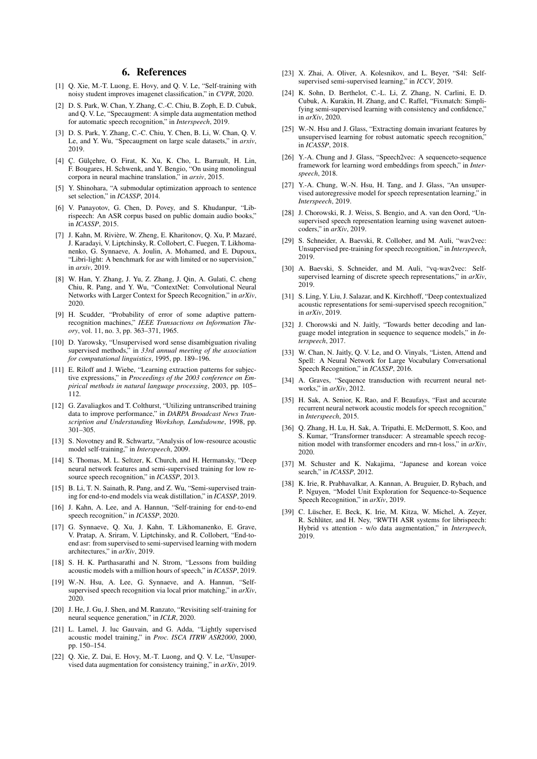## 6. References

[1] Q. Xie, M.-T. Luong, E. Hovy, and Q. V. Le, "Self-training with noisy student improves imagenet classification," in *CVPR*, 2020.

[2] D. S. Park, W. Chan, Y. Zhang, C.-C. Chiu, B. Zoph, E. D. Cubuk, and Q. V. Le, "Specaugment: A simple data augmentation method for automatic speech recognition," in *Interspeech*, 2019.

[3] D. S. Park, Y. Zhang, C.-C. Chiu, Y. Chen, B. Li, W. Chan, Q. V. Le, and Y. Wu, "Specaugment on large scale datasets," in *arxiv*, 2019.

[4] Ç. Gülçehre, O. Firat, K. Xu, K. Cho, L. Barrault, H. Lin, F. Bougares, H. Schwenk, and Y. Bengio, "On using monolingual corpora in neural machine translation," in *arxiv*, 2015.

[5] Y. Shinohara, "A submodular optimization approach to sentence set selection," in *ICASSP*, 2014.

[6] V. Panayotov, G. Chen, D. Povey, and S. Khudanpur, "Librispeech: An ASR corpus based on public domain audio books," in *ICASSP*, 2015.

[7] J. Kahn, M. Rivière, W. Zheng, E. Kharitonov, Q. Xu, P. Mazaré, J. Karadayi, V. Liptchinsky, R. Collobert, C. Fuegen, T. Likhomanenko, G. Synnaeve, A. Joulin, A. Mohamed, and E. Dupoux, "Libri-light: A benchmark for asr with limited or no supervision," in *arxiv*, 2019.

[8] W. Han, Y. Zhang, J. Yu, Z. Zhang, J. Qin, A. Gulati, C. cheng Chiu, R. Pang, and Y. Wu, "ContextNet: Convolutional Neural Networks with Larger Context for Speech Recognition," in *arXiv*, 2020.

[9] H. Scudder, "Probability of error of some adaptive pattern-recognition machines," *IEEE Transactions on Information Theory*, vol. 11, no. 3, pp. 363–371, 1965.

[10] D. Yarowsky, "Unsupervised word sense disambiguation rivaling supervised methods," in *33rd annual meeting of the association for computational linguistics*, 1995, pp. 189–196.

[11] E. Riloff and J. Wiebe, "Learning extraction patterns for subjective expressions," in *Proceedings of the 2003 conference on Empirical methods in natural language processing*, 2003, pp. 105–112.

[12] G. Zavaliagkos and T. Colthurst, "Utilizing untranscribed training data to improve performance," in *DARPA Broadcast News Transcription and Understanding Workshop, Landsdowne*, 1998, pp. 301–305.

[13] S. Novotney and R. Schwartz, "Analysis of low-resource acoustic model self-training," in *Interspeech*, 2009.

[14] S. Thomas, M. L. Seltzer, K. Church, and H. Hermansky, "Deep neural network features and semi-supervised training for low resource speech recognition," in *ICASSP*, 2013.

[15] B. Li, T. N. Sainath, R. Pang, and Z. Wu, "Semi-supervised training for end-to-end models via weak distillation," in *ICASSP*, 2019.

[16] J. Kahn, A. Lee, and A. Hannun, "Self-training for end-to-end speech recognition," in *ICASSP*, 2020.

[17] G. Synnaeve, Q. Xu, J. Kahn, T. Likhomanenko, E. Grave, V. Pratap, A. Sriram, V. Liptchinsky, and R. Collobert, "End-to-end asr: from supervised to semi-supervised learning with modern architectures," in *arXiv*, 2019.

[18] S. H. K. Parthasarathi and N. Strom, "Lessons from building acoustic models with a million hours of speech," in *ICASSP*, 2019.

[19] W.-N. Hsu, A. Lee, G. Synnaeve, and A. Hannun, "Self-supervised speech recognition via local prior matching," in *arXiv*, 2020.

[20] J. He, J. Gu, J. Shen, and M. Ranzato, "Revisiting self-training for neural sequence generation," in *ICLR*, 2020.

[21] L. Lamel, J. luc Gauvain, and G. Adda, "Lightly supervised acoustic model training," in *Proc. ISCA ITRW ASR2000*, 2000, pp. 150–154.

[22] Q. Xie, Z. Dai, E. Hovy, M.-T. Luong, and Q. V. Le, "Unsupervised data augmentation for consistency training," in *arXiv*, 2019.

[23] X. Zhai, A. Oliver, A. Kolesnikov, and L. Beyer, "S4l: Self-supervised semi-supervised learning," in *ICCV*, 2019.

[24] K. Sohn, D. Berthelot, C.-L. Li, Z. Zhang, N. Carlini, E. D. Cubuk, A. Kurakin, H. Zhang, and C. Raffel, "Fixmatch: Simplifying semi-supervised learning with consistency and confidence," in *arXiv*, 2020.

[25] W.-N. Hsu and J. Glass, "Extracting domain invariant features by unsupervised learning for robust automatic speech recognition," in *ICASSP*, 2018.

[26] Y.-A. Chung and J. Glass, "Speech2vec: A sequenceto-sequence framework for learning word embeddings from speech," in *Interspeech*, 2018.

[27] Y.-A. Chung, W.-N. Hsu, H. Tang, and J. Glass, "An unsupervised autoregressive model for speech representation learning," in *Interspeech*, 2019.

[28] J. Chorowski, R. J. Weiss, S. Bengio, and A. van den Oord, "Unsupervised speech representation learning using wavenet autoencoders," in *arXiv*, 2019.

[29] S. Schneider, A. Baevski, R. Collober, and M. Auli, "wav2vec: Unsupervised pre-training for speech recognition," in *Interspeech*, 2019.

[30] A. Baevski, S. Schneider, and M. Auli, "vq-wav2vec: Self-supervised learning of discrete speech representations," in *arXiv*, 2019.

[31] S. Ling, Y. Liu, J. Salazar, and K. Kirchhoff, "Deep contextualized acoustic representations for semi-supervised speech recognition," in *arXiv*, 2019.

[32] J. Chorowski and N. Jaitly, "Towards better decoding and language model integration in sequence to sequence models," in *Interspeech*, 2017.

[33] W. Chan, N. Jaitly, Q. V. Le, and O. Vinyals, "Listen, Attend and Spell: A Neural Network for Large Vocabulary Conversational Speech Recognition," in *ICASSP*, 2016.

[34] A. Graves, "Sequence transduction with recurrent neural networks," in *arXiv*, 2012.

[35] H. Sak, A. Senior, K. Rao, and F. Beaufays, "Fast and accurate recurrent neural network acoustic models for speech recognition," in *Interspeech*, 2015.

[36] Q. Zhang, H. Lu, H. Sak, A. Tripathi, E. McDermott, S. Koo, and S. Kumar, "Transformer transducer: A streamable speech recognition model with transformer encoders and rnn-t loss," in *arXiv*, 2020.

[37] M. Schuster and K. Nakajima, "Japanese and korean voice search," in *ICASSP*, 2012.

[38] K. Irie, R. Prabhavalkar, A. Kannan, A. Bruguier, D. Rybach, and P. Nguyen, "Model Unit Exploration for Sequence-to-Sequence Speech Recognition," in *arXiv*, 2019.

[39] C. Lüscher, E. Beck, K. Irie, M. Kitza, W. Michel, A. Zeyer, R. Schlüter, and H. Ney, "RWTH ASR systems for librispeech: Hybrid vs attention - w/o data augmentation," in *Interspeech*, 2019.